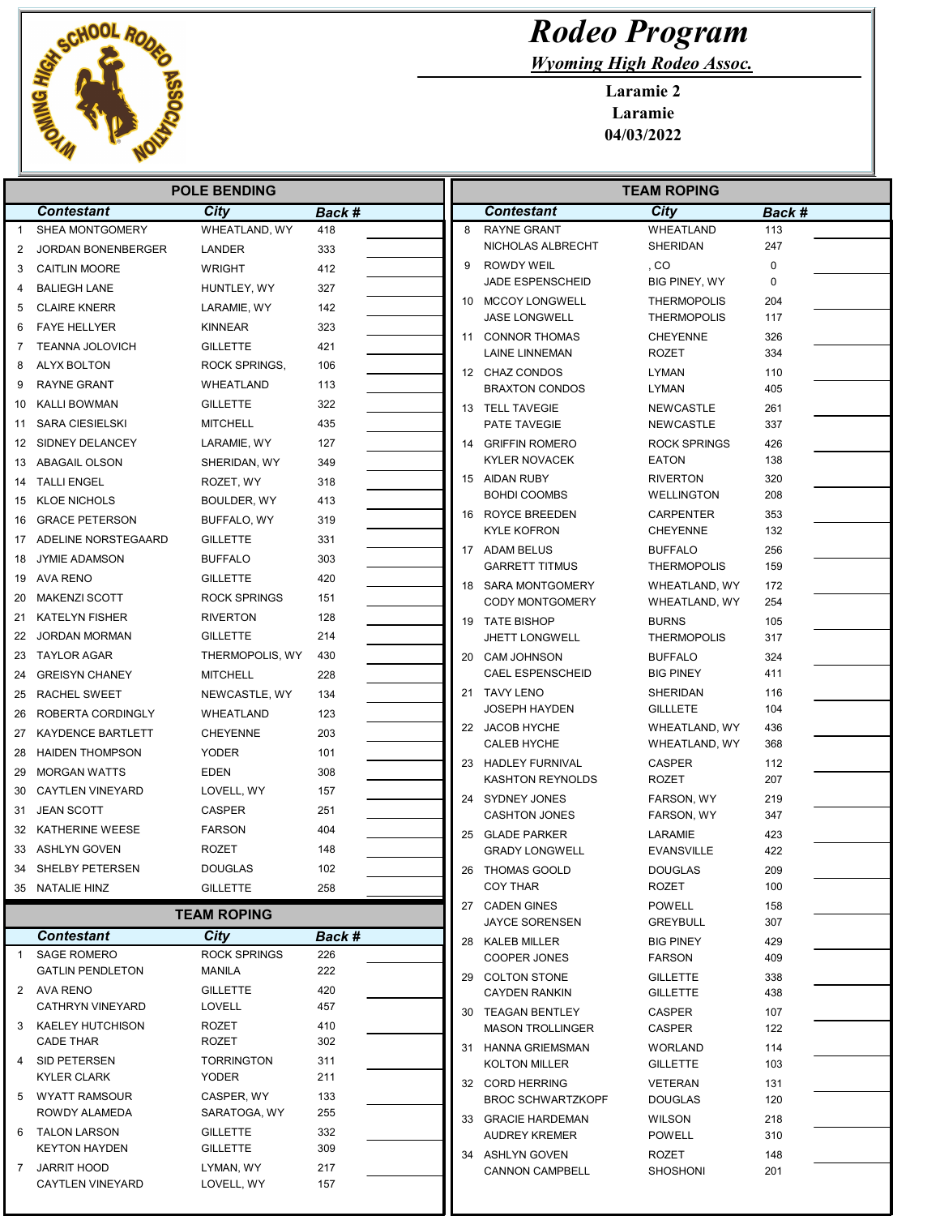# Rodeo Program

***Wyoming High Rodeo Assoc.***

**Laramie 2**
**Laramie**
**04/03/2022**

## POLE BENDING

| | Contestant | City | Back # | |
|---|---|---|---|---|
| 1 | SHEA MONTGOMERY | WHEATLAND, WY | 418 | |
| 2 | JORDAN BONENBERGER | LANDER | 333 | |
| 3 | CAITLIN MOORE | WRIGHT | 412 | |
| 4 | BALIEGH LANE | HUNTLEY, WY | 327 | |
| 5 | CLAIRE KNERR | LARAMIE, WY | 142 | |
| 6 | FAYE HELLYER | KINNEAR | 323 | |
| 7 | TEANNA JOLOVICH | GILLETTE | 421 | |
| 8 | ALYX BOLTON | ROCK SPRINGS, | 106 | |
| 9 | RAYNE GRANT | WHEATLAND | 113 | |
| 10 | KALLI BOWMAN | GILLETTE | 322 | |
| 11 | SARA CIESIELSKI | MITCHELL | 435 | |
| 12 | SIDNEY DELANCEY | LARAMIE, WY | 127 | |
| 13 | ABAGAIL OLSON | SHERIDAN, WY | 349 | |
| 14 | TALLI ENGEL | ROZET, WY | 318 | |
| 15 | KLOE NICHOLS | BOULDER, WY | 413 | |
| 16 | GRACE PETERSON | BUFFALO, WY | 319 | |
| 17 | ADELINE NORSTEGAARD | GILLETTE | 331 | |
| 18 | JYMIE ADAMSON | BUFFALO | 303 | |
| 19 | AVA RENO | GILLETTE | 420 | |
| 20 | MAKENZI SCOTT | ROCK SPRINGS | 151 | |
| 21 | KATELYN FISHER | RIVERTON | 128 | |
| 22 | JORDAN MORMAN | GILLETTE | 214 | |
| 23 | TAYLOR AGAR | THERMOPOLIS, WY | 430 | |
| 24 | GREISYN CHANEY | MITCHELL | 228 | |
| 25 | RACHEL SWEET | NEWCASTLE, WY | 134 | |
| 26 | ROBERTA CORDINGLY | WHEATLAND | 123 | |
| 27 | KAYDENCE BARTLETT | CHEYENNE | 203 | |
| 28 | HAIDEN THOMPSON | YODER | 101 | |
| 29 | MORGAN WATTS | EDEN | 308 | |
| 30 | CAYTLEN VINEYARD | LOVELL, WY | 157 | |
| 31 | JEAN SCOTT | CASPER | 251 | |
| 32 | KATHERINE WEESE | FARSON | 404 | |
| 33 | ASHLYN GOVEN | ROZET | 148 | |
| 34 | SHELBY PETERSEN | DOUGLAS | 102 | |
| 35 | NATALIE HINZ | GILLETTE | 258 | |

## TEAM ROPING

| | Contestant | City | Back # | |
|---|---|---|---|---|
| 1 | SAGE ROMERO | ROCK SPRINGS | 226 | |
| | GATLIN PENDLETON | MANILA | 222 | |
| 2 | AVA RENO | GILLETTE | 420 | |
| | CATHRYN VINEYARD | LOVELL | 457 | |
| 3 | KAELEY HUTCHISON | ROZET | 410 | |
| | CADE THAR | ROZET | 302 | |
| 4 | SID PETERSEN | TORRINGTON | 311 | |
| | KYLER CLARK | YODER | 211 | |
| 5 | WYATT RAMSOUR | CASPER, WY | 133 | |
| | ROWDY ALAMEDA | SARATOGA, WY | 255 | |
| 6 | TALON LARSON | GILLETTE | 332 | |
| | KEYTON HAYDEN | GILLETTE | 309 | |
| 7 | JARRIT HOOD | LYMAN, WY | 217 | |
| | CAYTLEN VINEYARD | LOVELL, WY | 157 | |
| 8 | RAYNE GRANT | WHEATLAND | 113 | |
| | NICHOLAS ALBRECHT | SHERIDAN | 247 | |
| 9 | ROWDY WEIL | , CO | 0 | |
| | JADE ESPENSCHEID | BIG PINEY, WY | 0 | |
| 10 | MCCOY LONGWELL | THERMOPOLIS | 204 | |
| | JASE LONGWELL | THERMOPOLIS | 117 | |
| 11 | CONNOR THOMAS | CHEYENNE | 326 | |
| | LAINE LINNEMAN | ROZET | 334 | |
| 12 | CHAZ CONDOS | LYMAN | 110 | |
| | BRAXTON CONDOS | LYMAN | 405 | |
| 13 | TELL TAVEGIE | NEWCASTLE | 261 | |
| | PATE TAVEGIE | NEWCASTLE | 337 | |
| 14 | GRIFFIN ROMERO | ROCK SPRINGS | 426 | |
| | KYLER NOVACEK | EATON | 138 | |
| 15 | AIDAN RUBY | RIVERTON | 320 | |
| | BOHDI COOMBS | WELLINGTON | 208 | |
| 16 | ROYCE BREEDEN | CARPENTER | 353 | |
| | KYLE KOFRON | CHEYENNE | 132 | |
| 17 | ADAM BELUS | BUFFALO | 256 | |
| | GARRETT TITMUS | THERMOPOLIS | 159 | |
| 18 | SARA MONTGOMERY | WHEATLAND, WY | 172 | |
| | CODY MONTGOMERY | WHEATLAND, WY | 254 | |
| 19 | TATE BISHOP | BURNS | 105 | |
| | JHETT LONGWELL | THERMOPOLIS | 317 | |
| 20 | CAM JOHNSON | BUFFALO | 324 | |
| | CAEL ESPENSCHEID | BIG PINEY | 411 | |
| 21 | TAVY LENO | SHERIDAN | 116 | |
| | JOSEPH HAYDEN | GILLLETE | 104 | |
| 22 | JACOB HYCHE | WHEATLAND, WY | 436 | |
| | CALEB HYCHE | WHEATLAND, WY | 368 | |
| 23 | HADLEY FURNIVAL | CASPER | 112 | |
| | KASHTON REYNOLDS | ROZET | 207 | |
| 24 | SYDNEY JONES | FARSON, WY | 219 | |
| | CASHTON JONES | FARSON, WY | 347 | |
| 25 | GLADE PARKER | LARAMIE | 423 | |
| | GRADY LONGWELL | EVANSVILLE | 422 | |
| 26 | THOMAS GOOLD | DOUGLAS | 209 | |
| | COY THAR | ROZET | 100 | |
| 27 | CADEN GINES | POWELL | 158 | |
| | JAYCE SORENSEN | GREYBULL | 307 | |
| 28 | KALEB MILLER | BIG PINEY | 429 | |
| | COOPER JONES | FARSON | 409 | |
| 29 | COLTON STONE | GILLETTE | 338 | |
| | CAYDEN RANKIN | GILLETTE | 438 | |
| 30 | TEAGAN BENTLEY | CASPER | 107 | |
| | MASON TROLLINGER | CASPER | 122 | |
| 31 | HANNA GRIEMSMAN | WORLAND | 114 | |
| | KOLTON MILLER | GILLETTE | 103 | |
| 32 | CORD HERRING | VETERAN | 131 | |
| | BROC SCHWARTZKOPF | DOUGLAS | 120 | |
| 33 | GRACIE HARDEMAN | WILSON | 218 | |
| | AUDREY KREMER | POWELL | 310 | |
| 34 | ASHLYN GOVEN | ROZET | 148 | |
| | CANNON CAMPBELL | SHOSHONI | 201 | |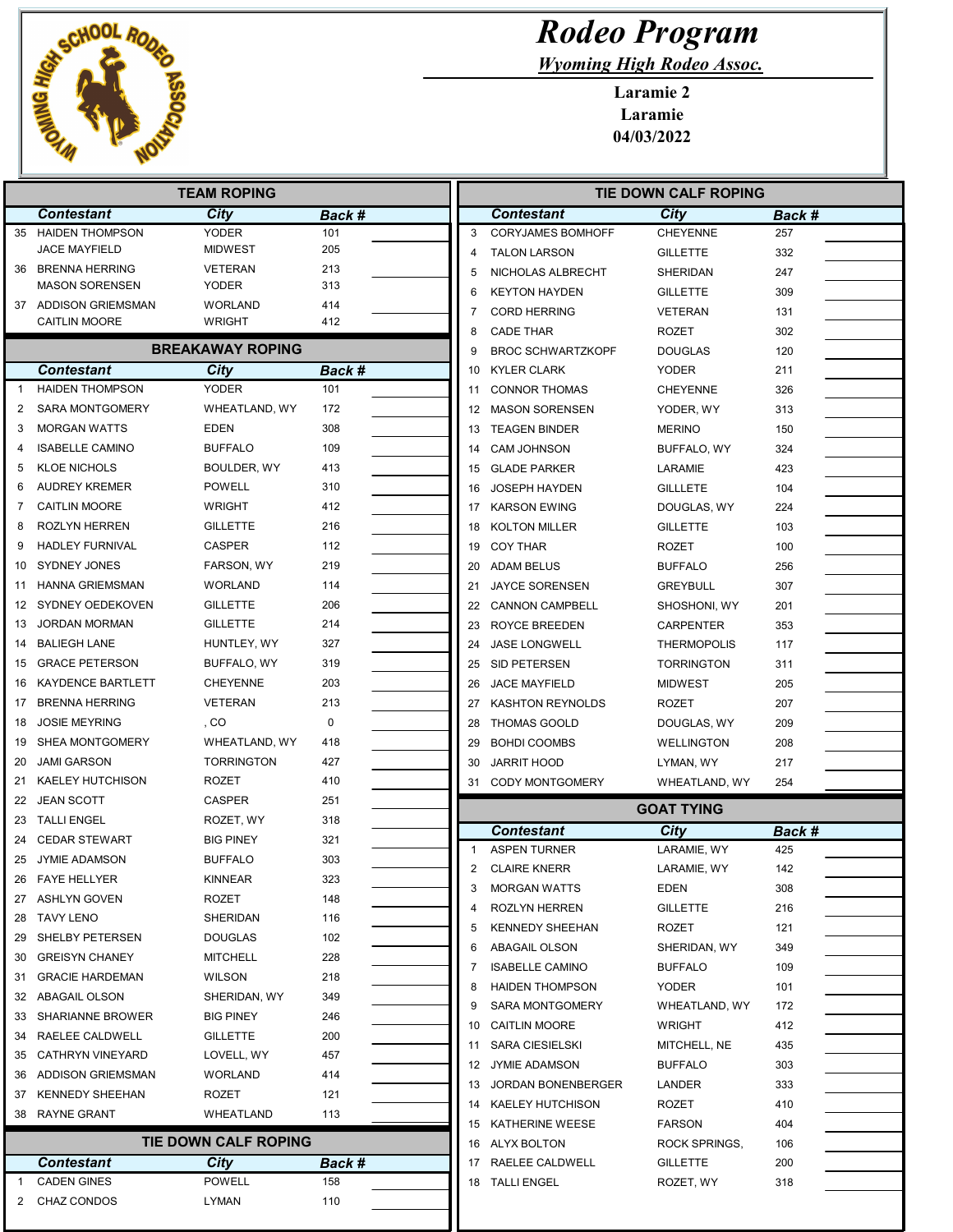# Rodeo Program

*Wyoming High Rodeo Assoc.*

**Laramie 2**
**Laramie**
**04/03/2022**

## TEAM ROPING

| | Contestant | City | Back # |
|---|---|---|---|
| 35 | HAIDEN THOMPSON | YODER | 101 |
| | JACE MAYFIELD | MIDWEST | 205 |
| 36 | BRENNA HERRING | VETERAN | 213 |
| | MASON SORENSEN | YODER | 313 |
| 37 | ADDISON GRIEMSMAN | WORLAND | 414 |
| | CAITLIN MOORE | WRIGHT | 412 |

## BREAKAWAY ROPING

| | Contestant | City | Back # |
|---|---|---|---|
| 1 | HAIDEN THOMPSON | YODER | 101 |
| 2 | SARA MONTGOMERY | WHEATLAND, WY | 172 |
| 3 | MORGAN WATTS | EDEN | 308 |
| 4 | ISABELLE CAMINO | BUFFALO | 109 |
| 5 | KLOE NICHOLS | BOULDER, WY | 413 |
| 6 | AUDREY KREMER | POWELL | 310 |
| 7 | CAITLIN MOORE | WRIGHT | 412 |
| 8 | ROZLYN HERREN | GILLETTE | 216 |
| 9 | HADLEY FURNIVAL | CASPER | 112 |
| 10 | SYDNEY JONES | FARSON, WY | 219 |
| 11 | HANNA GRIEMSMAN | WORLAND | 114 |
| 12 | SYDNEY OEDEKOVEN | GILLETTE | 206 |
| 13 | JORDAN MORMAN | GILLETTE | 214 |
| 14 | BALIEGH LANE | HUNTLEY, WY | 327 |
| 15 | GRACE PETERSON | BUFFALO, WY | 319 |
| 16 | KAYDENCE BARTLETT | CHEYENNE | 203 |
| 17 | BRENNA HERRING | VETERAN | 213 |
| 18 | JOSIE MEYRING | , CO | 0 |
| 19 | SHEA MONTGOMERY | WHEATLAND, WY | 418 |
| 20 | JAMI GARSON | TORRINGTON | 427 |
| 21 | KAELEY HUTCHISON | ROZET | 410 |
| 22 | JEAN SCOTT | CASPER | 251 |
| 23 | TALLI ENGEL | ROZET, WY | 318 |
| 24 | CEDAR STEWART | BIG PINEY | 321 |
| 25 | JYMIE ADAMSON | BUFFALO | 303 |
| 26 | FAYE HELLYER | KINNEAR | 323 |
| 27 | ASHLYN GOVEN | ROZET | 148 |
| 28 | TAVY LENO | SHERIDAN | 116 |
| 29 | SHELBY PETERSEN | DOUGLAS | 102 |
| 30 | GREISYN CHANEY | MITCHELL | 228 |
| 31 | GRACIE HARDEMAN | WILSON | 218 |
| 32 | ABAGAIL OLSON | SHERIDAN, WY | 349 |
| 33 | SHARIANNE BROWER | BIG PINEY | 246 |
| 34 | RAELEE CALDWELL | GILLETTE | 200 |
| 35 | CATHRYN VINEYARD | LOVELL, WY | 457 |
| 36 | ADDISON GRIEMSMAN | WORLAND | 414 |
| 37 | KENNEDY SHEEHAN | ROZET | 121 |
| 38 | RAYNE GRANT | WHEATLAND | 113 |

## TIE DOWN CALF ROPING

| | Contestant | City | Back # |
|---|---|---|---|
| 1 | CADEN GINES | POWELL | 158 |
| 2 | CHAZ CONDOS | LYMAN | 110 |
| 3 | CORYJAMES BOMHOFF | CHEYENNE | 257 |
| 4 | TALON LARSON | GILLETTE | 332 |
| 5 | NICHOLAS ALBRECHT | SHERIDAN | 247 |
| 6 | KEYTON HAYDEN | GILLETTE | 309 |
| 7 | CORD HERRING | VETERAN | 131 |
| 8 | CADE THAR | ROZET | 302 |
| 9 | BROC SCHWARTZKOPF | DOUGLAS | 120 |
| 10 | KYLER CLARK | YODER | 211 |
| 11 | CONNOR THOMAS | CHEYENNE | 326 |
| 12 | MASON SORENSEN | YODER, WY | 313 |
| 13 | TEAGEN BINDER | MERINO | 150 |
| 14 | CAM JOHNSON | BUFFALO, WY | 324 |
| 15 | GLADE PARKER | LARAMIE | 423 |
| 16 | JOSEPH HAYDEN | GILLLETTE | 104 |
| 17 | KARSON EWING | DOUGLAS, WY | 224 |
| 18 | KOLTON MILLER | GILLETTE | 103 |
| 19 | COY THAR | ROZET | 100 |
| 20 | ADAM BELUS | BUFFALO | 256 |
| 21 | JAYCE SORENSEN | GREYBULL | 307 |
| 22 | CANNON CAMPBELL | SHOSHONI, WY | 201 |
| 23 | ROYCE BREEDEN | CARPENTER | 353 |
| 24 | JASE LONGWELL | THERMOPOLIS | 117 |
| 25 | SID PETERSEN | TORRINGTON | 311 |
| 26 | JACE MAYFIELD | MIDWEST | 205 |
| 27 | KASHTON REYNOLDS | ROZET | 207 |
| 28 | THOMAS GOOLD | DOUGLAS, WY | 209 |
| 29 | BOHDI COOMBS | WELLINGTON | 208 |
| 30 | JARRIT HOOD | LYMAN, WY | 217 |
| 31 | CODY MONTGOMERY | WHEATLAND, WY | 254 |

## GOAT TYING

| | Contestant | City | Back # |
|---|---|---|---|
| 1 | ASPEN TURNER | LARAMIE, WY | 425 |
| 2 | CLAIRE KNERR | LARAMIE, WY | 142 |
| 3 | MORGAN WATTS | EDEN | 308 |
| 4 | ROZLYN HERREN | GILLETTE | 216 |
| 5 | KENNEDY SHEEHAN | ROZET | 121 |
| 6 | ABAGAIL OLSON | SHERIDAN, WY | 349 |
| 7 | ISABELLE CAMINO | BUFFALO | 109 |
| 8 | HAIDEN THOMPSON | YODER | 101 |
| 9 | SARA MONTGOMERY | WHEATLAND, WY | 172 |
| 10 | CAITLIN MOORE | WRIGHT | 412 |
| 11 | SARA CIESIELSKI | MITCHELL, NE | 435 |
| 12 | JYMIE ADAMSON | BUFFALO | 303 |
| 13 | JORDAN BONENBERGER | LANDER | 333 |
| 14 | KAELEY HUTCHISON | ROZET | 410 |
| 15 | KATHERINE WEESE | FARSON | 404 |
| 16 | ALYX BOLTON | ROCK SPRINGS, | 106 |
| 17 | RAELEE CALDWELL | GILLETTE | 200 |
| 18 | TALLI ENGEL | ROZET, WY | 318 |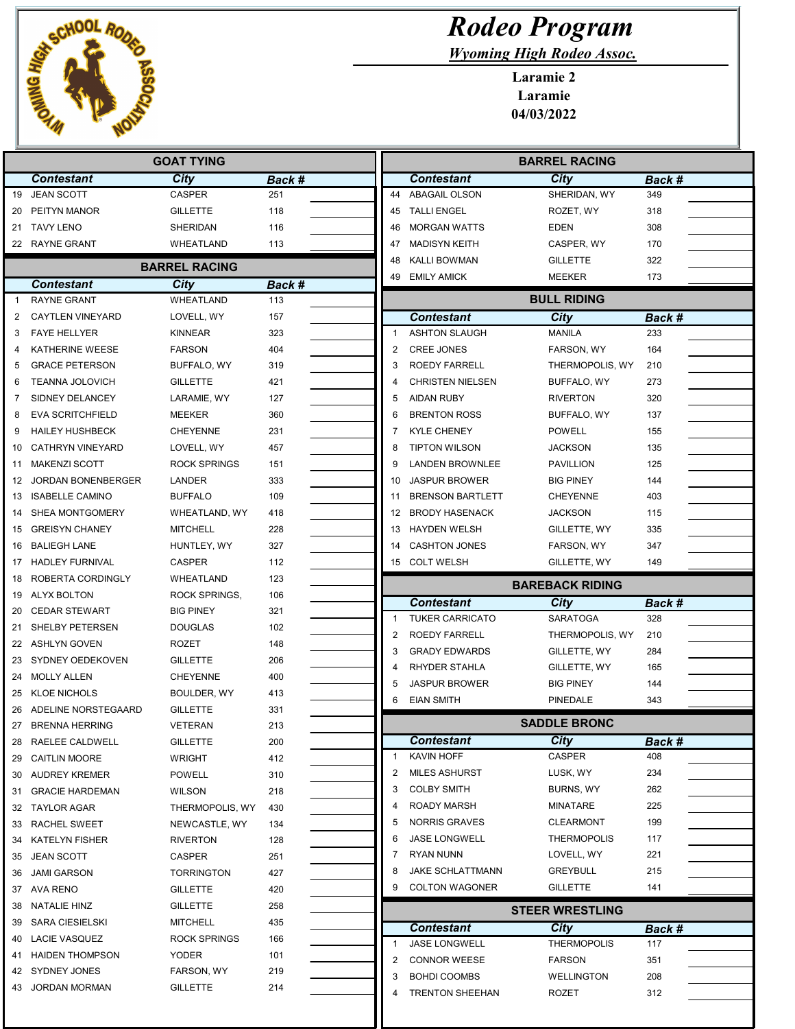# Rodeo Program

## *Wyoming High Rodeo Assoc.*

**Laramie 2**
**Laramie**
**04/03/2022**

## GOAT TYING

| | Contestant | City | Back # |
|---|---|---|---|
| 19 | JEAN SCOTT | CASPER | 251 |
| 20 | PEITYN MANOR | GILLETTE | 118 |
| 21 | TAVY LENO | SHERIDAN | 116 |
| 22 | RAYNE GRANT | WHEATLAND | 113 |

## BARREL RACING

| | Contestant | City | Back # |
|---|---|---|---|
| 1 | RAYNE GRANT | WHEATLAND | 113 |
| 2 | CAYTLEN VINEYARD | LOVELL, WY | 157 |
| 3 | FAYE HELLYER | KINNEAR | 323 |
| 4 | KATHERINE WEESE | FARSON | 404 |
| 5 | GRACE PETERSON | BUFFALO, WY | 319 |
| 6 | TEANNA JOLOVICH | GILLETTE | 421 |
| 7 | SIDNEY DELANCEY | LARAMIE, WY | 127 |
| 8 | EVA SCRITCHFIELD | MEEKER | 360 |
| 9 | HAILEY HUSHBECK | CHEYENNE | 231 |
| 10 | CATHRYN VINEYARD | LOVELL, WY | 457 |
| 11 | MAKENZI SCOTT | ROCK SPRINGS | 151 |
| 12 | JORDAN BONENBERGER | LANDER | 333 |
| 13 | ISABELLE CAMINO | BUFFALO | 109 |
| 14 | SHEA MONTGOMERY | WHEATLAND, WY | 418 |
| 15 | GREISYN CHANEY | MITCHELL | 228 |
| 16 | BALIEGH LANE | HUNTLEY, WY | 327 |
| 17 | HADLEY FURNIVAL | CASPER | 112 |
| 18 | ROBERTA CORDINGLY | WHEATLAND | 123 |
| 19 | ALYX BOLTON | ROCK SPRINGS, | 106 |
| 20 | CEDAR STEWART | BIG PINEY | 321 |
| 21 | SHELBY PETERSEN | DOUGLAS | 102 |
| 22 | ASHLYN GOVEN | ROZET | 148 |
| 23 | SYDNEY OEDEKOVEN | GILLETTE | 206 |
| 24 | MOLLY ALLEN | CHEYENNE | 400 |
| 25 | KLOE NICHOLS | BOULDER, WY | 413 |
| 26 | ADELINE NORSTEGAARD | GILLETTE | 331 |
| 27 | BRENNA HERRING | VETERAN | 213 |
| 28 | RAELEE CALDWELL | GILLETTE | 200 |
| 29 | CAITLIN MOORE | WRIGHT | 412 |
| 30 | AUDREY KREMER | POWELL | 310 |
| 31 | GRACIE HARDEMAN | WILSON | 218 |
| 32 | TAYLOR AGAR | THERMOPOLIS, WY | 430 |
| 33 | RACHEL SWEET | NEWCASTLE, WY | 134 |
| 34 | KATELYN FISHER | RIVERTON | 128 |
| 35 | JEAN SCOTT | CASPER | 251 |
| 36 | JAMI GARSON | TORRINGTON | 427 |
| 37 | AVA RENO | GILLETTE | 420 |
| 38 | NATALIE HINZ | GILLETTE | 258 |
| 39 | SARA CIESIELSKI | MITCHELL | 435 |
| 40 | LACIE VASQUEZ | ROCK SPRINGS | 166 |
| 41 | HAIDEN THOMPSON | YODER | 101 |
| 42 | SYDNEY JONES | FARSON, WY | 219 |
| 43 | JORDAN MORMAN | GILLETTE | 214 |
| 44 | ABAGAIL OLSON | SHERIDAN, WY | 349 |
| 45 | TALLI ENGEL | ROZET, WY | 318 |
| 46 | MORGAN WATTS | EDEN | 308 |
| 47 | MADISYN KEITH | CASPER, WY | 170 |
| 48 | KALLI BOWMAN | GILLETTE | 322 |
| 49 | EMILY AMICK | MEEKER | 173 |

## BULL RIDING

| | Contestant | City | Back # |
|---|---|---|---|
| 1 | ASHTON SLAUGH | MANILA | 233 |
| 2 | CREE JONES | FARSON, WY | 164 |
| 3 | ROEDY FARRELL | THERMOPOLIS, WY | 210 |
| 4 | CHRISTEN NIELSEN | BUFFALO, WY | 273 |
| 5 | AIDAN RUBY | RIVERTON | 320 |
| 6 | BRENTON ROSS | BUFFALO, WY | 137 |
| 7 | KYLE CHENEY | POWELL | 155 |
| 8 | TIPTON WILSON | JACKSON | 135 |
| 9 | LANDEN BROWNLEE | PAVILLION | 125 |
| 10 | JASPUR BROWER | BIG PINEY | 144 |
| 11 | BRENSON BARTLETT | CHEYENNE | 403 |
| 12 | BRODY HASENACK | JACKSON | 115 |
| 13 | HAYDEN WELSH | GILLETTE, WY | 335 |
| 14 | CASHTON JONES | FARSON, WY | 347 |
| 15 | COLT WELSH | GILLETTE, WY | 149 |

## BAREBACK RIDING

| | Contestant | City | Back # |
|---|---|---|---|
| 1 | TUKER CARRICATO | SARATOGA | 328 |
| 2 | ROEDY FARRELL | THERMOPOLIS, WY | 210 |
| 3 | GRADY EDWARDS | GILLETTE, WY | 284 |
| 4 | RHYDER STAHLA | GILLETTE, WY | 165 |
| 5 | JASPUR BROWER | BIG PINEY | 144 |
| 6 | EIAN SMITH | PINEDALE | 343 |

## SADDLE BRONC

| | Contestant | City | Back # |
|---|---|---|---|
| 1 | KAVIN HOFF | CASPER | 408 |
| 2 | MILES ASHURST | LUSK, WY | 234 |
| 3 | COLBY SMITH | BURNS, WY | 262 |
| 4 | ROADY MARSH | MINATARE | 225 |
| 5 | NORRIS GRAVES | CLEARMONT | 199 |
| 6 | JASE LONGWELL | THERMOPOLIS | 117 |
| 7 | RYAN NUNN | LOVELL, WY | 221 |
| 8 | JAKE SCHLATTMANN | GREYBULL | 215 |
| 9 | COLTON WAGONER | GILLETTE | 141 |

## STEER WRESTLING

| | Contestant | City | Back # |
|---|---|---|---|
| 1 | JASE LONGWELL | THERMOPOLIS | 117 |
| 2 | CONNOR WEESE | FARSON | 351 |
| 3 | BOHDI COOMBS | WELLINGTON | 208 |
| 4 | TRENTON SHEEHAN | ROZET | 312 |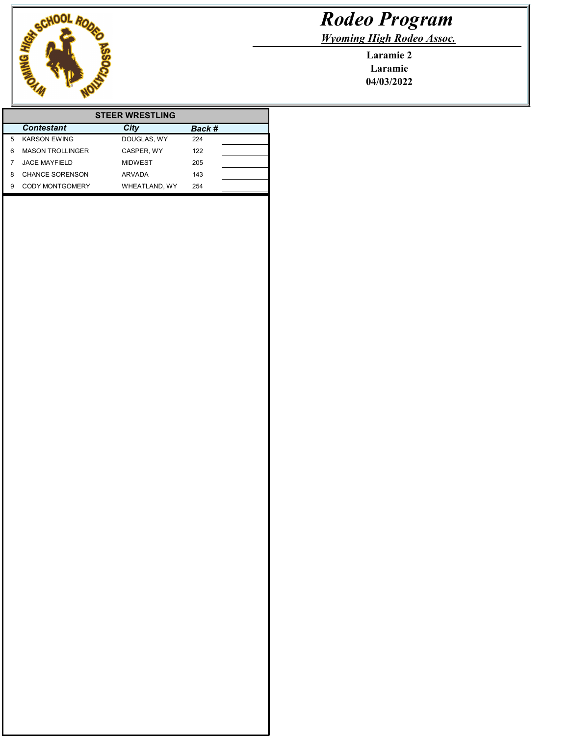# Rodeo Program

*Wyoming High Rodeo Assoc.*

**Laramie 2**
**Laramie**
**04/03/2022**

## STEER WRESTLING

| | Contestant | City | Back # | |
|---|---|---|---|---|
| 5 | KARSON EWING | DOUGLAS, WY | 224 | |
| 6 | MASON TROLLINGER | CASPER, WY | 122 | |
| 7 | JACE MAYFIELD | MIDWEST | 205 | |
| 8 | CHANCE SORENSON | ARVADA | 143 | |
| 9 | CODY MONTGOMERY | WHEATLAND, WY | 254 | |